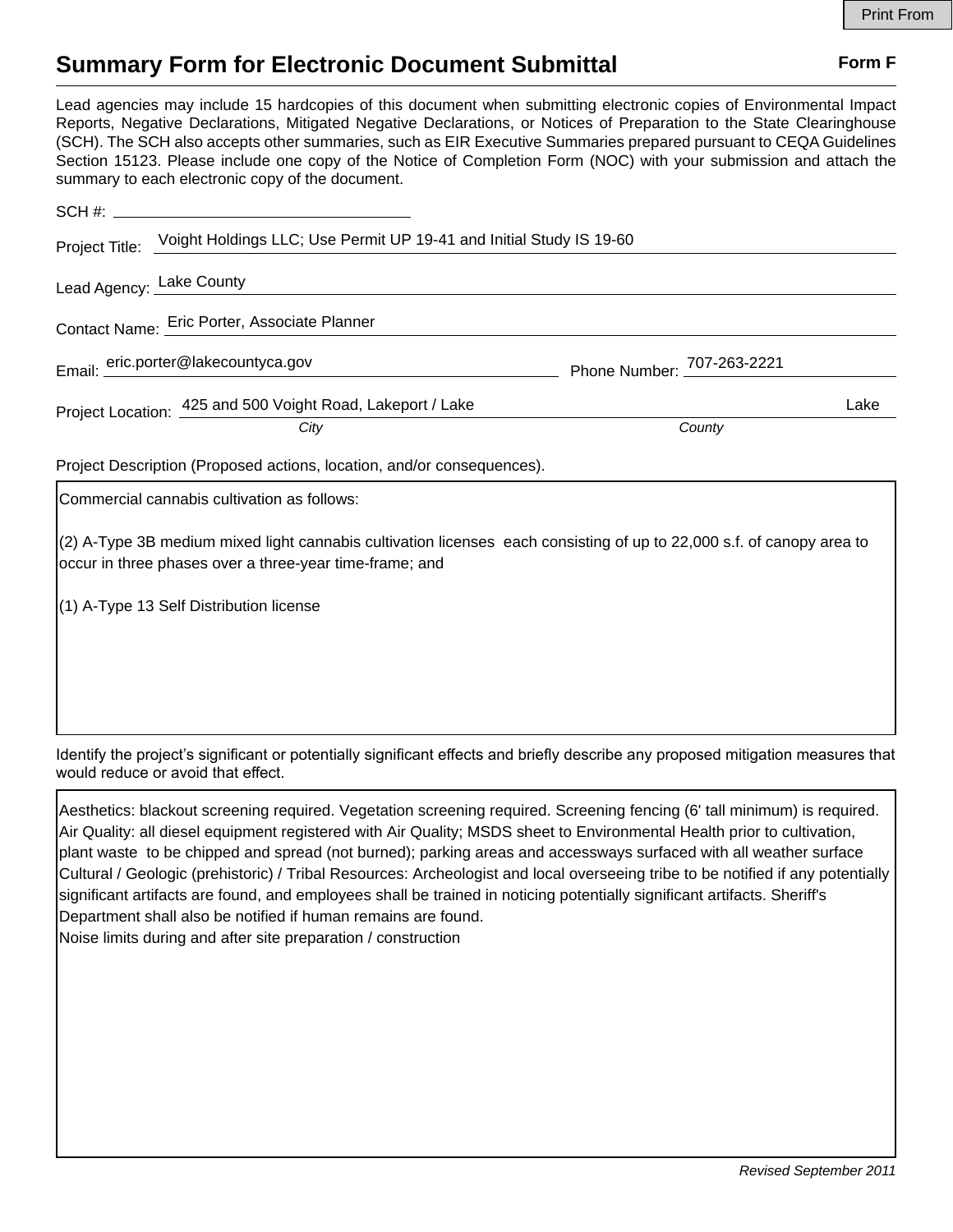# Summary Form for Electronic Document Submittal

**Form F**

Lead agencies may include 15 hardcopies of this document when submitting electronic copies of Environmental Impact Reports, Negative Declarations, Mitigated Negative Declarations, or Notices of Preparation to the State Clearinghouse (SCH). The SCH also accepts other summaries, such as EIR Executive Summaries prepared pursuant to CEQA Guidelines Section 15123. Please include one copy of the Notice of Completion Form (NOC) with your submission and attach the summary to each electronic copy of the document.

SCH #: 

Project Title: Voight Holdings LLC; Use Permit UP 19-41 and Initial Study IS 19-60

Lead Agency: Lake County

Contact Name: Eric Porter, Associate Planner

Email: eric.porter@lakecountyca.gov

Phone Number: 707-263-2221

Project Location: 425 and 500 Voight Road, Lakeport / Lake (*City*) — Lake (*County*)

Project Description (Proposed actions, location, and/or consequences).

Commercial cannabis cultivation as follows:

(2) A-Type 3B medium mixed light cannabis cultivation licenses each consisting of up to 22,000 s.f. of canopy area to occur in three phases over a three-year time-frame; and

(1) A-Type 13 Self Distribution license

Identify the project's significant or potentially significant effects and briefly describe any proposed mitigation measures that would reduce or avoid that effect.

Aesthetics: blackout screening required. Vegetation screening required. Screening fencing (6' tall minimum) is required.
Air Quality: all diesel equipment registered with Air Quality; MSDS sheet to Environmental Health prior to cultivation, plant waste to be chipped and spread (not burned); parking areas and accessways surfaced with all weather surface
Cultural / Geologic (prehistoric) / Tribal Resources: Archeologist and local overseeing tribe to be notified if any potentially significant artifacts are found, and employees shall be trained in noticing potentially significant artifacts. Sheriff's Department shall also be notified if human remains are found.
Noise limits during and after site preparation / construction

*Revised September 2011*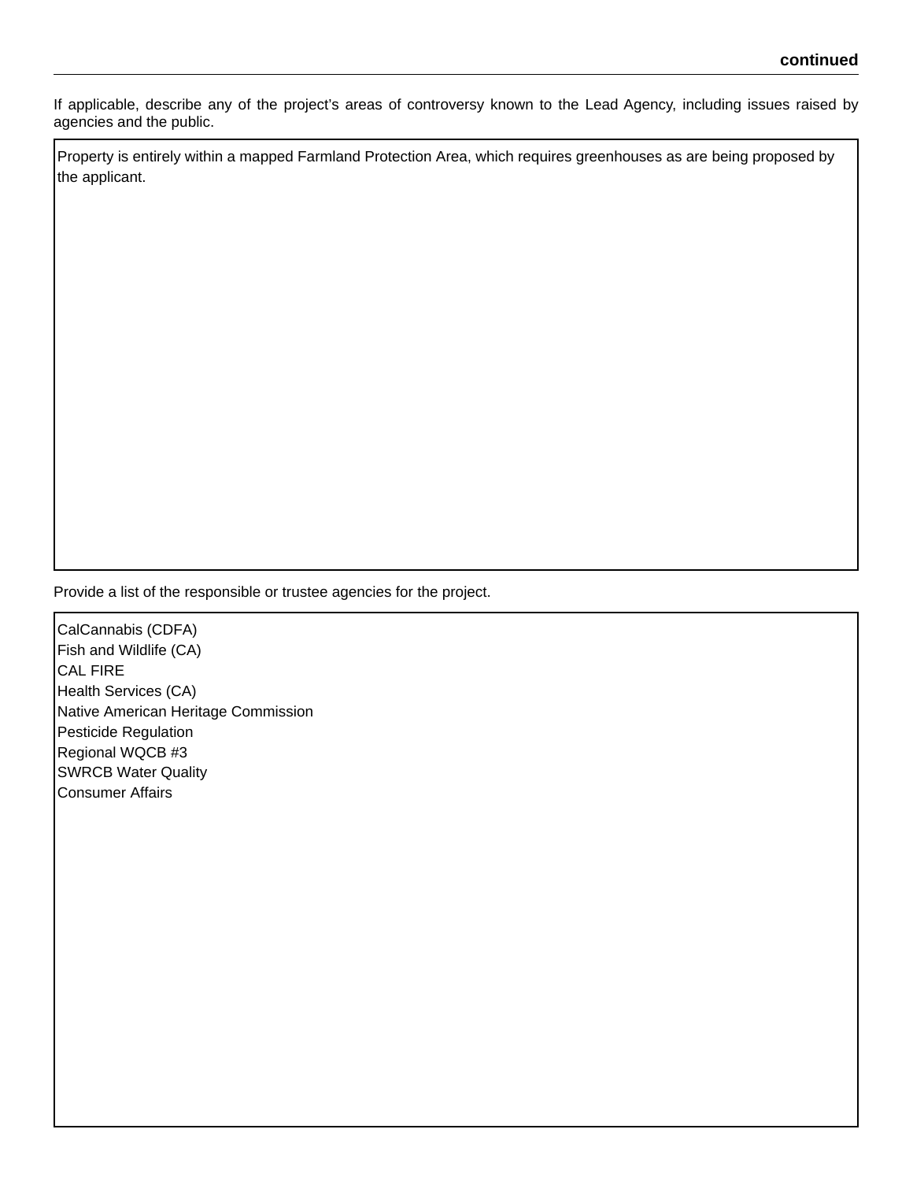**continued**

If applicable, describe any of the project's areas of controversy known to the Lead Agency, including issues raised by agencies and the public.

Property is entirely within a mapped Farmland Protection Area, which requires greenhouses as are being proposed by the applicant.

Provide a list of the responsible or trustee agencies for the project.

CalCannabis (CDFA)
Fish and Wildlife (CA)
CAL FIRE
Health Services (CA)
Native American Heritage Commission
Pesticide Regulation
Regional WQCB #3
SWRCB Water Quality
Consumer Affairs